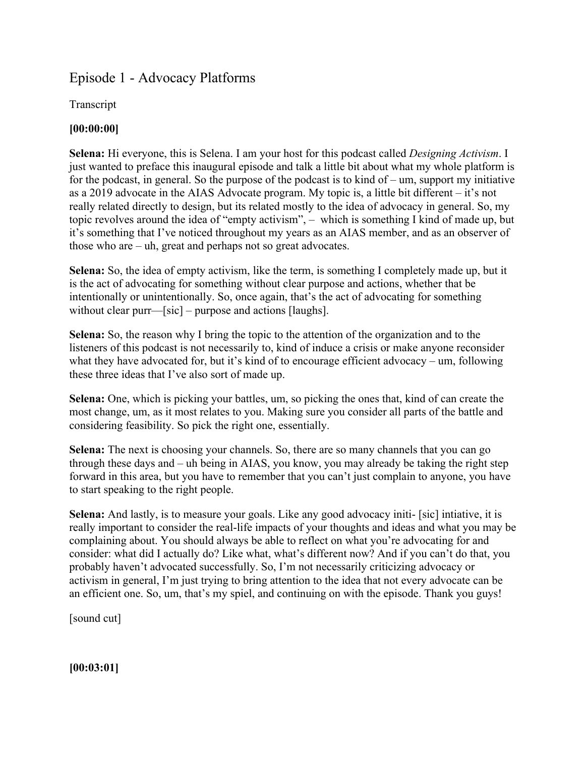# Episode 1 - Advocacy Platforms

Transcript

**[00:00:00]**

**Selena:** Hi everyone, this is Selena. I am your host for this podcast called *Designing Activism*. I just wanted to preface this inaugural episode and talk a little bit about what my whole platform is for the podcast, in general. So the purpose of the podcast is to kind of – um, support my initiative as a 2019 advocate in the AIAS Advocate program. My topic is, a little bit different – it's not really related directly to design, but its related mostly to the idea of advocacy in general. So, my topic revolves around the idea of "empty activism", – which is something I kind of made up, but it's something that I've noticed throughout my years as an AIAS member, and as an observer of those who are – uh, great and perhaps not so great advocates.

**Selena:** So, the idea of empty activism, like the term, is something I completely made up, but it is the act of advocating for something without clear purpose and actions, whether that be intentionally or unintentionally. So, once again, that's the act of advocating for something without clear purr—[sic] – purpose and actions [laughs].

**Selena:** So, the reason why I bring the topic to the attention of the organization and to the listeners of this podcast is not necessarily to, kind of induce a crisis or make anyone reconsider what they have advocated for, but it's kind of to encourage efficient advocacy – um, following these three ideas that I've also sort of made up.

**Selena:** One, which is picking your battles, um, so picking the ones that, kind of can create the most change, um, as it most relates to you. Making sure you consider all parts of the battle and considering feasibility. So pick the right one, essentially.

**Selena:** The next is choosing your channels. So, there are so many channels that you can go through these days and – uh being in AIAS, you know, you may already be taking the right step forward in this area, but you have to remember that you can't just complain to anyone, you have to start speaking to the right people.

**Selena:** And lastly, is to measure your goals. Like any good advocacy initi- [sic] intiative, it is really important to consider the real-life impacts of your thoughts and ideas and what you may be complaining about. You should always be able to reflect on what you're advocating for and consider: what did I actually do? Like what, what's different now? And if you can't do that, you probably haven't advocated successfully. So, I'm not necessarily criticizing advocacy or activism in general, I'm just trying to bring attention to the idea that not every advocate can be an efficient one. So, um, that's my spiel, and continuing on with the episode. Thank you guys!

[sound cut]

**[00:03:01]**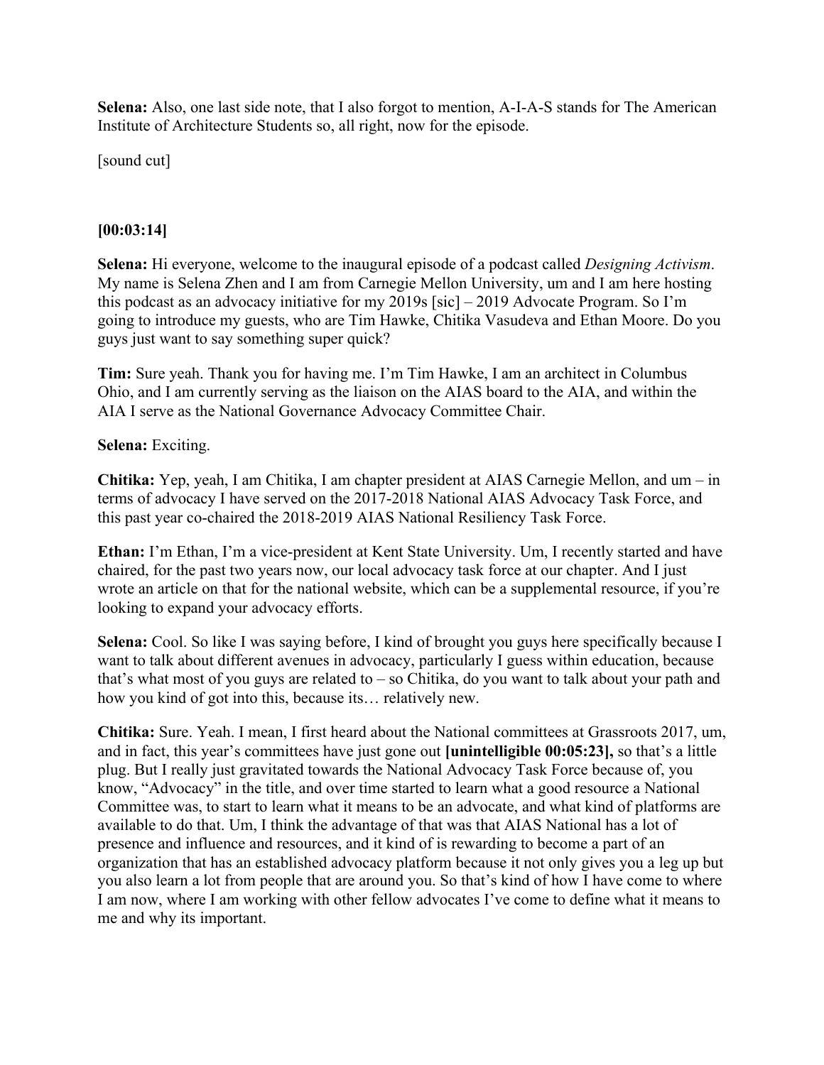**Selena:** Also, one last side note, that I also forgot to mention, A-I-A-S stands for The American Institute of Architecture Students so, all right, now for the episode.

[sound cut]

**[00:03:14]**

**Selena:** Hi everyone, welcome to the inaugural episode of a podcast called *Designing Activism*. My name is Selena Zhen and I am from Carnegie Mellon University, um and I am here hosting this podcast as an advocacy initiative for my 2019s [sic] – 2019 Advocate Program. So I'm going to introduce my guests, who are Tim Hawke, Chitika Vasudeva and Ethan Moore. Do you guys just want to say something super quick?

**Tim:** Sure yeah. Thank you for having me. I'm Tim Hawke, I am an architect in Columbus Ohio, and I am currently serving as the liaison on the AIAS board to the AIA, and within the AIA I serve as the National Governance Advocacy Committee Chair.

**Selena:** Exciting.

**Chitika:** Yep, yeah, I am Chitika, I am chapter president at AIAS Carnegie Mellon, and um – in terms of advocacy I have served on the 2017-2018 National AIAS Advocacy Task Force, and this past year co-chaired the 2018-2019 AIAS National Resiliency Task Force.

**Ethan:** I'm Ethan, I'm a vice-president at Kent State University. Um, I recently started and have chaired, for the past two years now, our local advocacy task force at our chapter. And I just wrote an article on that for the national website, which can be a supplemental resource, if you're looking to expand your advocacy efforts.

**Selena:** Cool. So like I was saying before, I kind of brought you guys here specifically because I want to talk about different avenues in advocacy, particularly I guess within education, because that's what most of you guys are related to – so Chitika, do you want to talk about your path and how you kind of got into this, because its… relatively new.

**Chitika:** Sure. Yeah. I mean, I first heard about the National committees at Grassroots 2017, um, and in fact, this year's committees have just gone out **[unintelligible 00:05:23],** so that's a little plug. But I really just gravitated towards the National Advocacy Task Force because of, you know, "Advocacy" in the title, and over time started to learn what a good resource a National Committee was, to start to learn what it means to be an advocate, and what kind of platforms are available to do that. Um, I think the advantage of that was that AIAS National has a lot of presence and influence and resources, and it kind of is rewarding to become a part of an organization that has an established advocacy platform because it not only gives you a leg up but you also learn a lot from people that are around you. So that's kind of how I have come to where I am now, where I am working with other fellow advocates I've come to define what it means to me and why its important.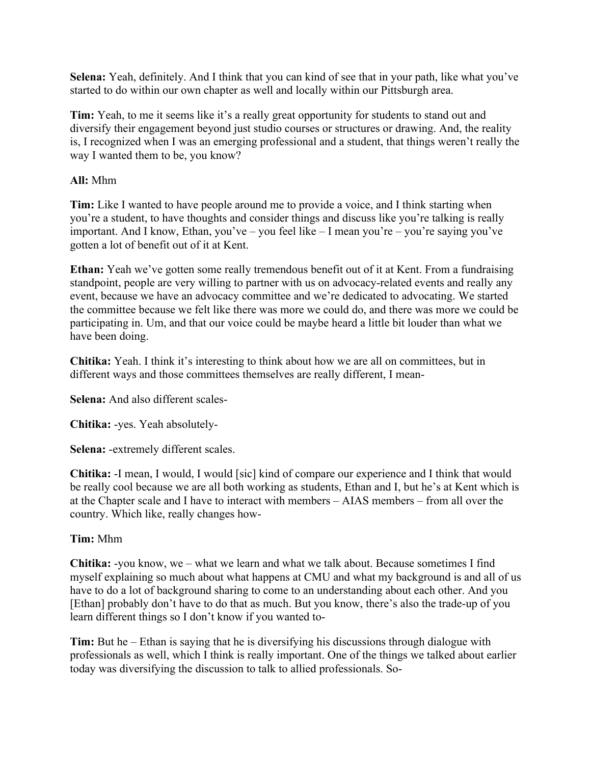**Selena:** Yeah, definitely. And I think that you can kind of see that in your path, like what you've started to do within our own chapter as well and locally within our Pittsburgh area.

**Tim:** Yeah, to me it seems like it's a really great opportunity for students to stand out and diversify their engagement beyond just studio courses or structures or drawing. And, the reality is, I recognized when I was an emerging professional and a student, that things weren't really the way I wanted them to be, you know?

**All:** Mhm

**Tim:** Like I wanted to have people around me to provide a voice, and I think starting when you're a student, to have thoughts and consider things and discuss like you're talking is really important. And I know, Ethan, you've – you feel like – I mean you're – you're saying you've gotten a lot of benefit out of it at Kent.

**Ethan:** Yeah we've gotten some really tremendous benefit out of it at Kent. From a fundraising standpoint, people are very willing to partner with us on advocacy-related events and really any event, because we have an advocacy committee and we're dedicated to advocating. We started the committee because we felt like there was more we could do, and there was more we could be participating in. Um, and that our voice could be maybe heard a little bit louder than what we have been doing.

**Chitika:** Yeah. I think it's interesting to think about how we are all on committees, but in different ways and those committees themselves are really different, I mean-

**Selena:** And also different scales-

**Chitika:** -yes. Yeah absolutely-

**Selena:** -extremely different scales.

**Chitika:** -I mean, I would, I would [sic] kind of compare our experience and I think that would be really cool because we are all both working as students, Ethan and I, but he's at Kent which is at the Chapter scale and I have to interact with members – AIAS members – from all over the country. Which like, really changes how-

**Tim:** Mhm

**Chitika:** -you know, we – what we learn and what we talk about. Because sometimes I find myself explaining so much about what happens at CMU and what my background is and all of us have to do a lot of background sharing to come to an understanding about each other. And you [Ethan] probably don't have to do that as much. But you know, there's also the trade-up of you learn different things so I don't know if you wanted to-

**Tim:** But he – Ethan is saying that he is diversifying his discussions through dialogue with professionals as well, which I think is really important. One of the things we talked about earlier today was diversifying the discussion to talk to allied professionals. So-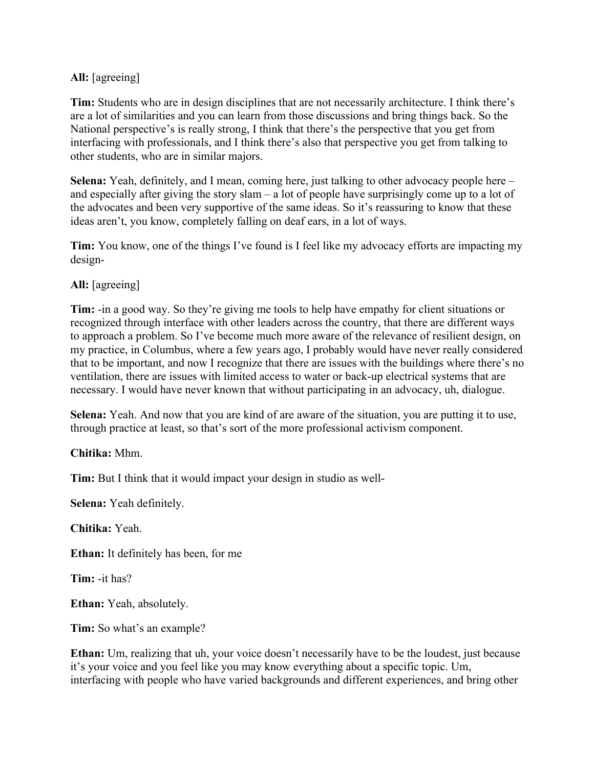**All:** [agreeing]

**Tim:** Students who are in design disciplines that are not necessarily architecture. I think there's are a lot of similarities and you can learn from those discussions and bring things back. So the National perspective's is really strong, I think that there's the perspective that you get from interfacing with professionals, and I think there's also that perspective you get from talking to other students, who are in similar majors.

**Selena:** Yeah, definitely, and I mean, coming here, just talking to other advocacy people here – and especially after giving the story slam – a lot of people have surprisingly come up to a lot of the advocates and been very supportive of the same ideas. So it's reassuring to know that these ideas aren't, you know, completely falling on deaf ears, in a lot of ways.

**Tim:** You know, one of the things I've found is I feel like my advocacy efforts are impacting my design-

**All:** [agreeing]

**Tim:** -in a good way. So they're giving me tools to help have empathy for client situations or recognized through interface with other leaders across the country, that there are different ways to approach a problem. So I've become much more aware of the relevance of resilient design, on my practice, in Columbus, where a few years ago, I probably would have never really considered that to be important, and now I recognize that there are issues with the buildings where there's no ventilation, there are issues with limited access to water or back-up electrical systems that are necessary. I would have never known that without participating in an advocacy, uh, dialogue.

**Selena:** Yeah. And now that you are kind of are aware of the situation, you are putting it to use, through practice at least, so that's sort of the more professional activism component.

**Chitika:** Mhm.

**Tim:** But I think that it would impact your design in studio as well-

**Selena:** Yeah definitely.

**Chitika:** Yeah.

**Ethan:** It definitely has been, for me

**Tim:** -it has?

**Ethan:** Yeah, absolutely.

**Tim:** So what's an example?

**Ethan:** Um, realizing that uh, your voice doesn't necessarily have to be the loudest, just because it's your voice and you feel like you may know everything about a specific topic. Um, interfacing with people who have varied backgrounds and different experiences, and bring other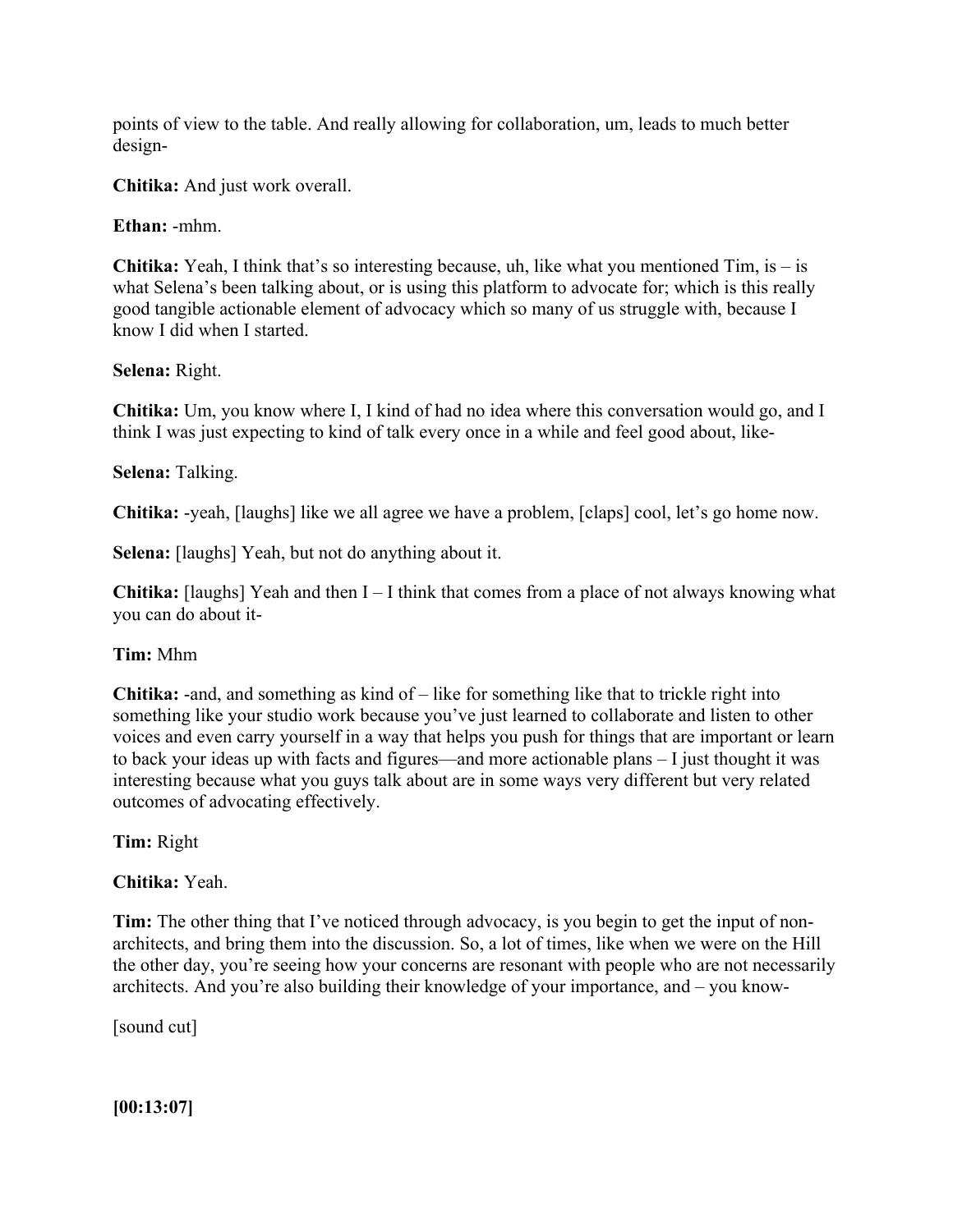points of view to the table. And really allowing for collaboration, um, leads to much better design-

**Chitika:** And just work overall.

**Ethan:** -mhm.

**Chitika:** Yeah, I think that's so interesting because, uh, like what you mentioned Tim, is – is what Selena's been talking about, or is using this platform to advocate for; which is this really good tangible actionable element of advocacy which so many of us struggle with, because I know I did when I started.

**Selena:** Right.

**Chitika:** Um, you know where I, I kind of had no idea where this conversation would go, and I think I was just expecting to kind of talk every once in a while and feel good about, like-

**Selena:** Talking.

**Chitika:** -yeah, [laughs] like we all agree we have a problem, [claps] cool, let's go home now.

**Selena:** [laughs] Yeah, but not do anything about it.

**Chitika:** [laughs] Yeah and then I – I think that comes from a place of not always knowing what you can do about it-

**Tim:** Mhm

**Chitika:** -and, and something as kind of – like for something like that to trickle right into something like your studio work because you've just learned to collaborate and listen to other voices and even carry yourself in a way that helps you push for things that are important or learn to back your ideas up with facts and figures—and more actionable plans – I just thought it was interesting because what you guys talk about are in some ways very different but very related outcomes of advocating effectively.

**Tim:** Right

**Chitika:** Yeah.

**Tim:** The other thing that I've noticed through advocacy, is you begin to get the input of non-architects, and bring them into the discussion. So, a lot of times, like when we were on the Hill the other day, you're seeing how your concerns are resonant with people who are not necessarily architects. And you're also building their knowledge of your importance, and – you know-

[sound cut]

**[00:13:07]**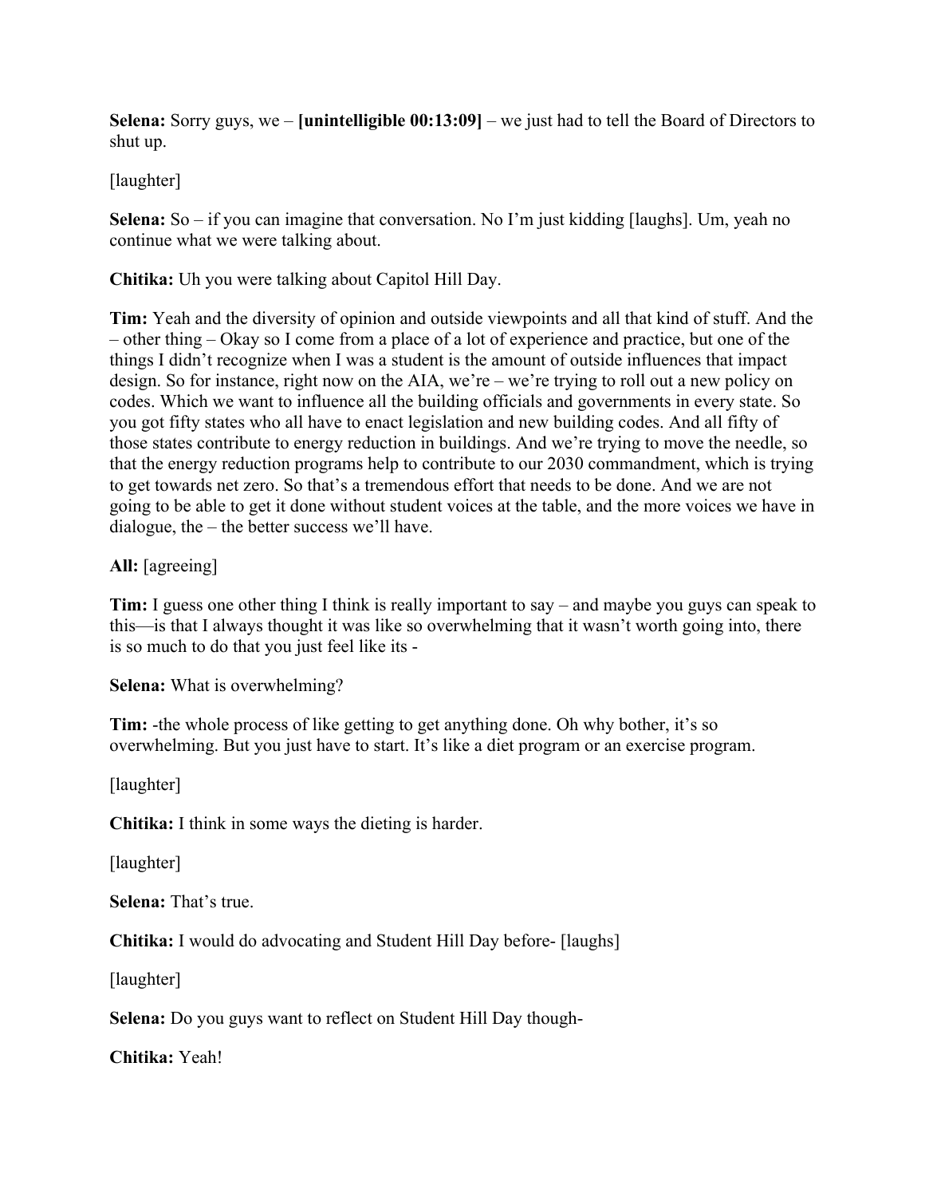**Selena:** Sorry guys, we – **[unintelligible 00:13:09]** – we just had to tell the Board of Directors to shut up.

[laughter]

**Selena:** So – if you can imagine that conversation. No I'm just kidding [laughs]. Um, yeah no continue what we were talking about.

**Chitika:** Uh you were talking about Capitol Hill Day.

**Tim:** Yeah and the diversity of opinion and outside viewpoints and all that kind of stuff. And the – other thing – Okay so I come from a place of a lot of experience and practice, but one of the things I didn't recognize when I was a student is the amount of outside influences that impact design. So for instance, right now on the AIA, we're – we're trying to roll out a new policy on codes. Which we want to influence all the building officials and governments in every state. So you got fifty states who all have to enact legislation and new building codes. And all fifty of those states contribute to energy reduction in buildings. And we're trying to move the needle, so that the energy reduction programs help to contribute to our 2030 commandment, which is trying to get towards net zero. So that's a tremendous effort that needs to be done. And we are not going to be able to get it done without student voices at the table, and the more voices we have in dialogue, the – the better success we'll have.

**All:** [agreeing]

**Tim:** I guess one other thing I think is really important to say – and maybe you guys can speak to this—is that I always thought it was like so overwhelming that it wasn't worth going into, there is so much to do that you just feel like its -

**Selena:** What is overwhelming?

**Tim:** -the whole process of like getting to get anything done. Oh why bother, it's so overwhelming. But you just have to start. It's like a diet program or an exercise program.

[laughter]

**Chitika:** I think in some ways the dieting is harder.

[laughter]

**Selena:** That's true.

**Chitika:** I would do advocating and Student Hill Day before- [laughs]

[laughter]

**Selena:** Do you guys want to reflect on Student Hill Day though-

**Chitika:** Yeah!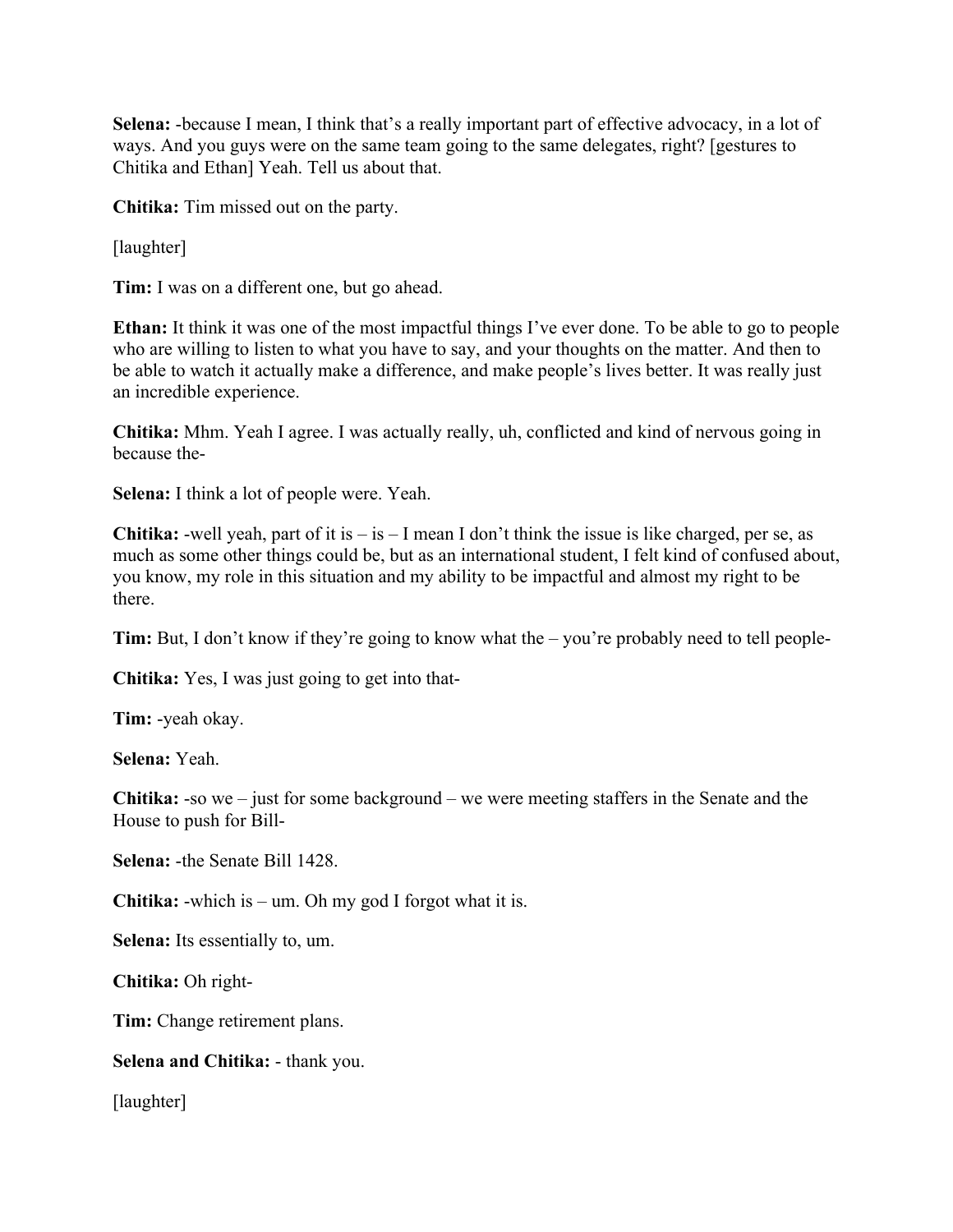**Selena:** -because I mean, I think that's a really important part of effective advocacy, in a lot of ways. And you guys were on the same team going to the same delegates, right? [gestures to Chitika and Ethan] Yeah. Tell us about that.

**Chitika:** Tim missed out on the party.

[laughter]

**Tim:** I was on a different one, but go ahead.

**Ethan:** It think it was one of the most impactful things I've ever done. To be able to go to people who are willing to listen to what you have to say, and your thoughts on the matter. And then to be able to watch it actually make a difference, and make people's lives better. It was really just an incredible experience.

**Chitika:** Mhm. Yeah I agree. I was actually really, uh, conflicted and kind of nervous going in because the-

**Selena:** I think a lot of people were. Yeah.

**Chitika:** -well yeah, part of it is – is – I mean I don't think the issue is like charged, per se, as much as some other things could be, but as an international student, I felt kind of confused about, you know, my role in this situation and my ability to be impactful and almost my right to be there.

**Tim:** But, I don't know if they're going to know what the – you're probably need to tell people-

**Chitika:** Yes, I was just going to get into that-

**Tim:** -yeah okay.

**Selena:** Yeah.

**Chitika:** -so we – just for some background – we were meeting staffers in the Senate and the House to push for Bill-

**Selena:** -the Senate Bill 1428.

**Chitika:** -which is – um. Oh my god I forgot what it is.

**Selena:** Its essentially to, um.

**Chitika:** Oh right-

**Tim:** Change retirement plans.

**Selena and Chitika:** - thank you.

[laughter]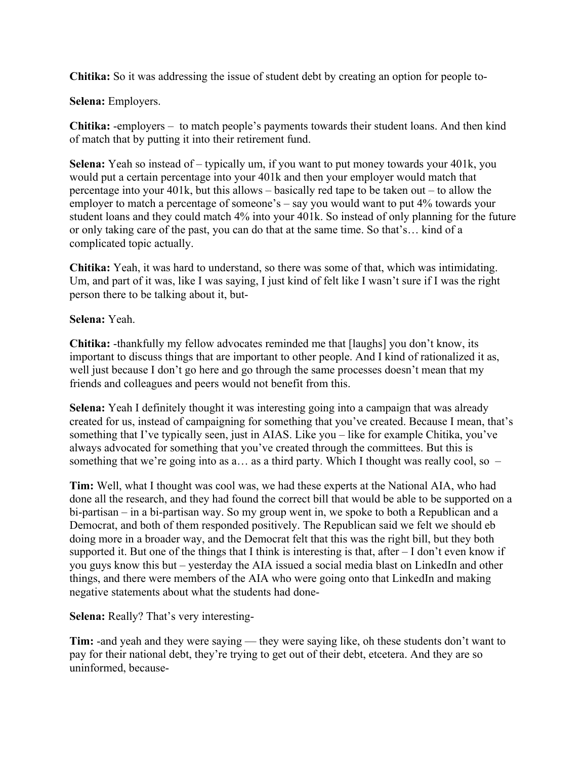**Chitika:** So it was addressing the issue of student debt by creating an option for people to-

**Selena:** Employers.

**Chitika:** -employers – to match people's payments towards their student loans. And then kind of match that by putting it into their retirement fund.

**Selena:** Yeah so instead of – typically um, if you want to put money towards your 401k, you would put a certain percentage into your 401k and then your employer would match that percentage into your 401k, but this allows – basically red tape to be taken out – to allow the employer to match a percentage of someone's – say you would want to put 4% towards your student loans and they could match 4% into your 401k. So instead of only planning for the future or only taking care of the past, you can do that at the same time. So that's… kind of a complicated topic actually.

**Chitika:** Yeah, it was hard to understand, so there was some of that, which was intimidating. Um, and part of it was, like I was saying, I just kind of felt like I wasn't sure if I was the right person there to be talking about it, but-

**Selena:** Yeah.

**Chitika:** -thankfully my fellow advocates reminded me that [laughs] you don't know, its important to discuss things that are important to other people. And I kind of rationalized it as, well just because I don't go here and go through the same processes doesn't mean that my friends and colleagues and peers would not benefit from this.

**Selena:** Yeah I definitely thought it was interesting going into a campaign that was already created for us, instead of campaigning for something that you've created. Because I mean, that's something that I've typically seen, just in AIAS. Like you – like for example Chitika, you've always advocated for something that you've created through the committees. But this is something that we're going into as a… as a third party. Which I thought was really cool, so –

**Tim:** Well, what I thought was cool was, we had these experts at the National AIA, who had done all the research, and they had found the correct bill that would be able to be supported on a bi-partisan – in a bi-partisan way. So my group went in, we spoke to both a Republican and a Democrat, and both of them responded positively. The Republican said we felt we should eb doing more in a broader way, and the Democrat felt that this was the right bill, but they both supported it. But one of the things that I think is interesting is that, after – I don't even know if you guys know this but – yesterday the AIA issued a social media blast on LinkedIn and other things, and there were members of the AIA who were going onto that LinkedIn and making negative statements about what the students had done-

**Selena:** Really? That's very interesting-

**Tim:** -and yeah and they were saying — they were saying like, oh these students don't want to pay for their national debt, they're trying to get out of their debt, etcetera. And they are so uninformed, because-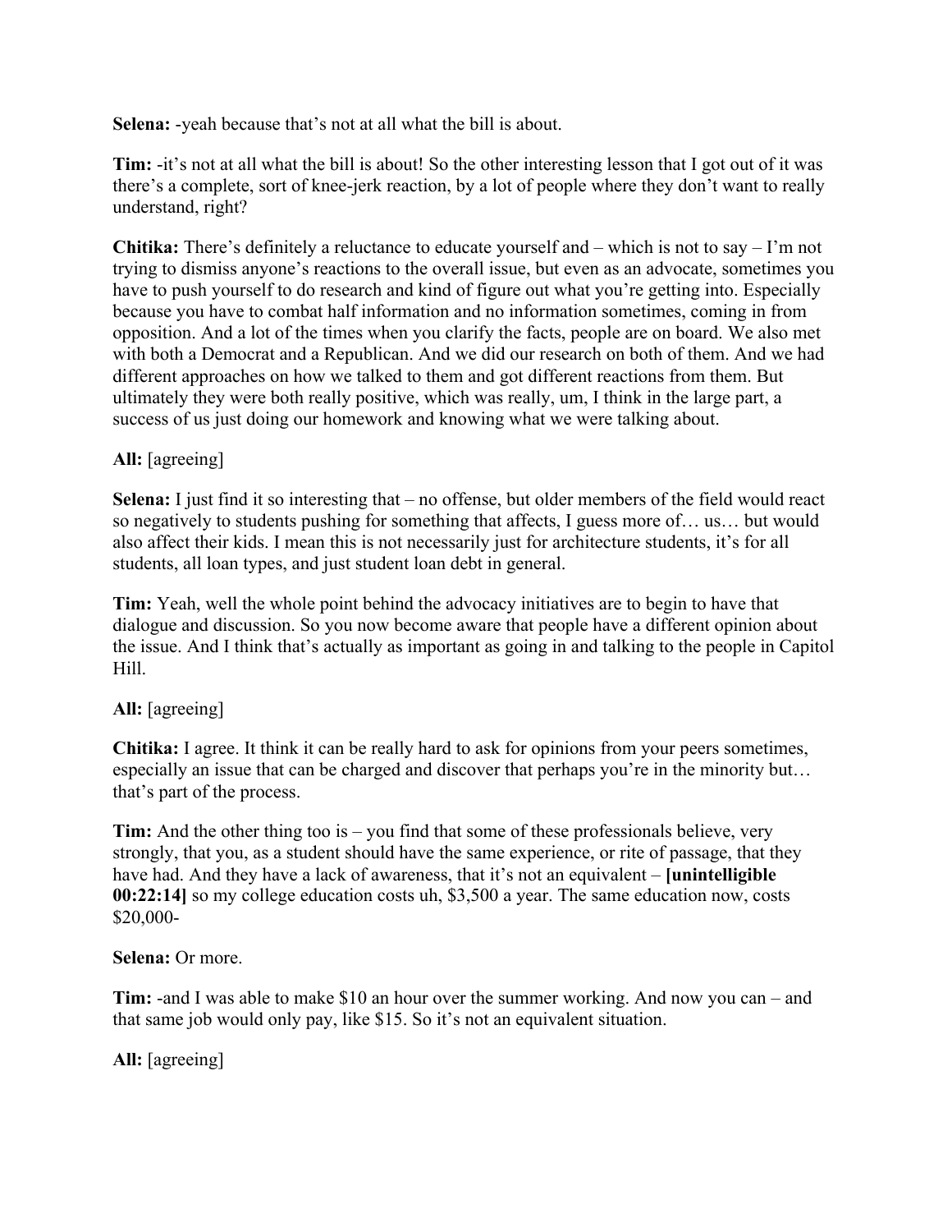**Selena:** -yeah because that's not at all what the bill is about.

**Tim:** -it's not at all what the bill is about! So the other interesting lesson that I got out of it was there's a complete, sort of knee-jerk reaction, by a lot of people where they don't want to really understand, right?

**Chitika:** There's definitely a reluctance to educate yourself and – which is not to say – I'm not trying to dismiss anyone's reactions to the overall issue, but even as an advocate, sometimes you have to push yourself to do research and kind of figure out what you're getting into. Especially because you have to combat half information and no information sometimes, coming in from opposition. And a lot of the times when you clarify the facts, people are on board. We also met with both a Democrat and a Republican. And we did our research on both of them. And we had different approaches on how we talked to them and got different reactions from them. But ultimately they were both really positive, which was really, um, I think in the large part, a success of us just doing our homework and knowing what we were talking about.

**All:** [agreeing]

**Selena:** I just find it so interesting that – no offense, but older members of the field would react so negatively to students pushing for something that affects, I guess more of… us… but would also affect their kids. I mean this is not necessarily just for architecture students, it's for all students, all loan types, and just student loan debt in general.

**Tim:** Yeah, well the whole point behind the advocacy initiatives are to begin to have that dialogue and discussion. So you now become aware that people have a different opinion about the issue. And I think that's actually as important as going in and talking to the people in Capitol Hill.

**All:** [agreeing]

**Chitika:** I agree. It think it can be really hard to ask for opinions from your peers sometimes, especially an issue that can be charged and discover that perhaps you're in the minority but… that's part of the process.

**Tim:** And the other thing too is – you find that some of these professionals believe, very strongly, that you, as a student should have the same experience, or rite of passage, that they have had. And they have a lack of awareness, that it's not an equivalent – **[unintelligible 00:22:14]** so my college education costs uh, $3,500 a year. The same education now, costs $20,000-

**Selena:** Or more.

**Tim:** -and I was able to make $10 an hour over the summer working. And now you can – and that same job would only pay, like $15. So it's not an equivalent situation.

**All:** [agreeing]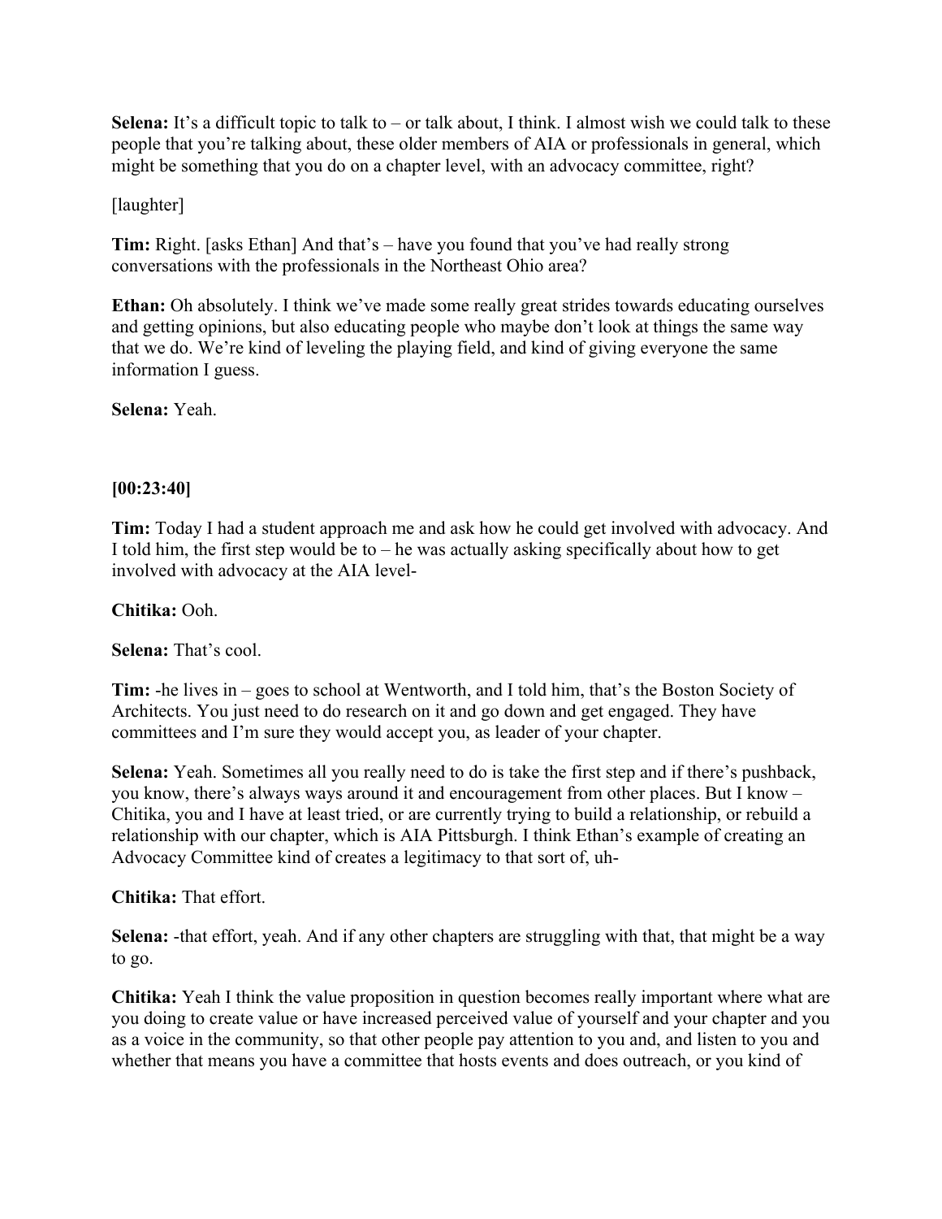**Selena:** It's a difficult topic to talk to – or talk about, I think. I almost wish we could talk to these people that you're talking about, these older members of AIA or professionals in general, which might be something that you do on a chapter level, with an advocacy committee, right?

[laughter]

**Tim:** Right. [asks Ethan] And that's – have you found that you've had really strong conversations with the professionals in the Northeast Ohio area?

**Ethan:** Oh absolutely. I think we've made some really great strides towards educating ourselves and getting opinions, but also educating people who maybe don't look at things the same way that we do. We're kind of leveling the playing field, and kind of giving everyone the same information I guess.

**Selena:** Yeah.

**[00:23:40]**

**Tim:** Today I had a student approach me and ask how he could get involved with advocacy. And I told him, the first step would be to – he was actually asking specifically about how to get involved with advocacy at the AIA level-

**Chitika:** Ooh.

**Selena:** That's cool.

**Tim:** -he lives in – goes to school at Wentworth, and I told him, that's the Boston Society of Architects. You just need to do research on it and go down and get engaged. They have committees and I'm sure they would accept you, as leader of your chapter.

**Selena:** Yeah. Sometimes all you really need to do is take the first step and if there's pushback, you know, there's always ways around it and encouragement from other places. But I know – Chitika, you and I have at least tried, or are currently trying to build a relationship, or rebuild a relationship with our chapter, which is AIA Pittsburgh. I think Ethan's example of creating an Advocacy Committee kind of creates a legitimacy to that sort of, uh-

**Chitika:** That effort.

**Selena:** -that effort, yeah. And if any other chapters are struggling with that, that might be a way to go.

**Chitika:** Yeah I think the value proposition in question becomes really important where what are you doing to create value or have increased perceived value of yourself and your chapter and you as a voice in the community, so that other people pay attention to you and, and listen to you and whether that means you have a committee that hosts events and does outreach, or you kind of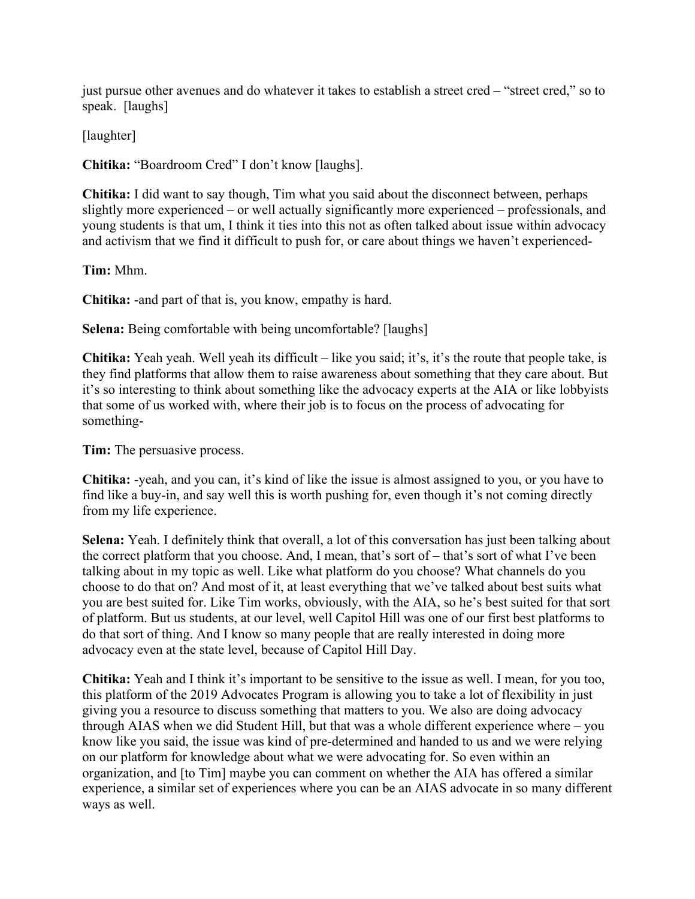just pursue other avenues and do whatever it takes to establish a street cred – "street cred," so to speak. [laughs]

[laughter]

**Chitika:** "Boardroom Cred" I don't know [laughs].

**Chitika:** I did want to say though, Tim what you said about the disconnect between, perhaps slightly more experienced – or well actually significantly more experienced – professionals, and young students is that um, I think it ties into this not as often talked about issue within advocacy and activism that we find it difficult to push for, or care about things we haven't experienced-

**Tim:** Mhm.

**Chitika:** -and part of that is, you know, empathy is hard.

**Selena:** Being comfortable with being uncomfortable? [laughs]

**Chitika:** Yeah yeah. Well yeah its difficult – like you said; it's, it's the route that people take, is they find platforms that allow them to raise awareness about something that they care about. But it's so interesting to think about something like the advocacy experts at the AIA or like lobbyists that some of us worked with, where their job is to focus on the process of advocating for something-

**Tim:** The persuasive process.

**Chitika:** -yeah, and you can, it's kind of like the issue is almost assigned to you, or you have to find like a buy-in, and say well this is worth pushing for, even though it's not coming directly from my life experience.

**Selena:** Yeah. I definitely think that overall, a lot of this conversation has just been talking about the correct platform that you choose. And, I mean, that's sort of – that's sort of what I've been talking about in my topic as well. Like what platform do you choose? What channels do you choose to do that on? And most of it, at least everything that we've talked about best suits what you are best suited for. Like Tim works, obviously, with the AIA, so he's best suited for that sort of platform. But us students, at our level, well Capitol Hill was one of our first best platforms to do that sort of thing. And I know so many people that are really interested in doing more advocacy even at the state level, because of Capitol Hill Day.

**Chitika:** Yeah and I think it's important to be sensitive to the issue as well. I mean, for you too, this platform of the 2019 Advocates Program is allowing you to take a lot of flexibility in just giving you a resource to discuss something that matters to you. We also are doing advocacy through AIAS when we did Student Hill, but that was a whole different experience where – you know like you said, the issue was kind of pre-determined and handed to us and we were relying on our platform for knowledge about what we were advocating for. So even within an organization, and [to Tim] maybe you can comment on whether the AIA has offered a similar experience, a similar set of experiences where you can be an AIAS advocate in so many different ways as well.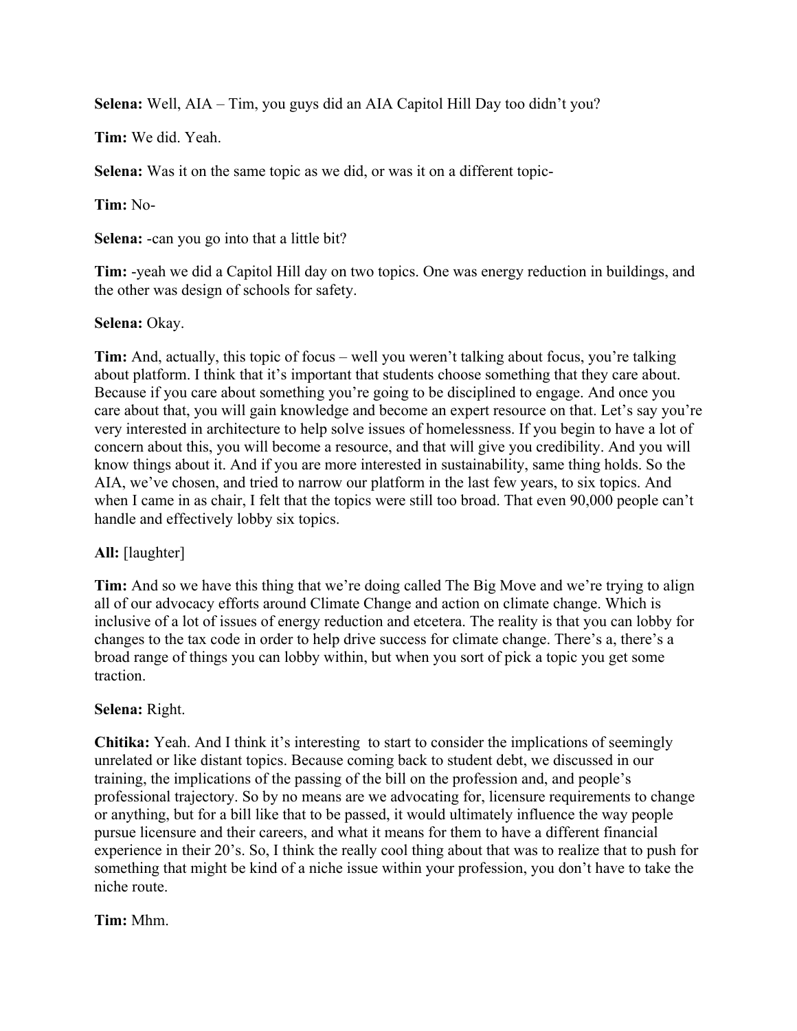**Selena:** Well, AIA – Tim, you guys did an AIA Capitol Hill Day too didn't you?

**Tim:** We did. Yeah.

**Selena:** Was it on the same topic as we did, or was it on a different topic-

**Tim:** No-

**Selena:** -can you go into that a little bit?

**Tim:** -yeah we did a Capitol Hill day on two topics. One was energy reduction in buildings, and the other was design of schools for safety.

**Selena:** Okay.

**Tim:** And, actually, this topic of focus – well you weren't talking about focus, you're talking about platform. I think that it's important that students choose something that they care about. Because if you care about something you're going to be disciplined to engage. And once you care about that, you will gain knowledge and become an expert resource on that. Let's say you're very interested in architecture to help solve issues of homelessness. If you begin to have a lot of concern about this, you will become a resource, and that will give you credibility. And you will know things about it. And if you are more interested in sustainability, same thing holds. So the AIA, we've chosen, and tried to narrow our platform in the last few years, to six topics. And when I came in as chair, I felt that the topics were still too broad. That even 90,000 people can't handle and effectively lobby six topics.

**All:** [laughter]

**Tim:** And so we have this thing that we're doing called The Big Move and we're trying to align all of our advocacy efforts around Climate Change and action on climate change. Which is inclusive of a lot of issues of energy reduction and etcetera. The reality is that you can lobby for changes to the tax code in order to help drive success for climate change. There's a, there's a broad range of things you can lobby within, but when you sort of pick a topic you get some traction.

**Selena:** Right.

**Chitika:** Yeah. And I think it's interesting to start to consider the implications of seemingly unrelated or like distant topics. Because coming back to student debt, we discussed in our training, the implications of the passing of the bill on the profession and, and people's professional trajectory. So by no means are we advocating for, licensure requirements to change or anything, but for a bill like that to be passed, it would ultimately influence the way people pursue licensure and their careers, and what it means for them to have a different financial experience in their 20's. So, I think the really cool thing about that was to realize that to push for something that might be kind of a niche issue within your profession, you don't have to take the niche route.

**Tim:** Mhm.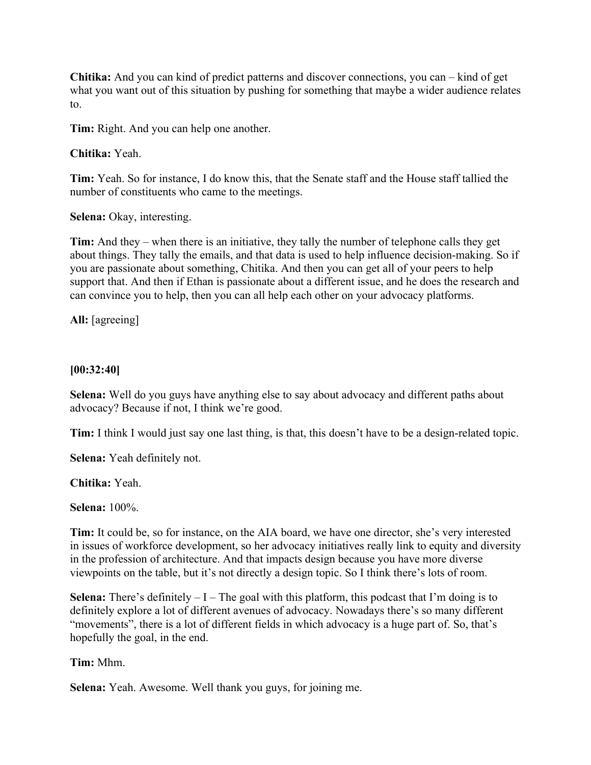**Chitika:** And you can kind of predict patterns and discover connections, you can – kind of get what you want out of this situation by pushing for something that maybe a wider audience relates to.

**Tim:** Right. And you can help one another.

**Chitika:** Yeah.

**Tim:** Yeah. So for instance, I do know this, that the Senate staff and the House staff tallied the number of constituents who came to the meetings.

**Selena:** Okay, interesting.

**Tim:** And they – when there is an initiative, they tally the number of telephone calls they get about things. They tally the emails, and that data is used to help influence decision-making. So if you are passionate about something, Chitika. And then you can get all of your peers to help support that. And then if Ethan is passionate about a different issue, and he does the research and can convince you to help, then you can all help each other on your advocacy platforms.

**All:** [agreeing]

**[00:32:40]**

**Selena:** Well do you guys have anything else to say about advocacy and different paths about advocacy? Because if not, I think we're good.

**Tim:** I think I would just say one last thing, is that, this doesn't have to be a design-related topic.

**Selena:** Yeah definitely not.

**Chitika:** Yeah.

**Selena:** 100%.

**Tim:** It could be, so for instance, on the AIA board, we have one director, she's very interested in issues of workforce development, so her advocacy initiatives really link to equity and diversity in the profession of architecture. And that impacts design because you have more diverse viewpoints on the table, but it's not directly a design topic. So I think there's lots of room.

**Selena:** There's definitely – I – The goal with this platform, this podcast that I'm doing is to definitely explore a lot of different avenues of advocacy. Nowadays there's so many different "movements", there is a lot of different fields in which advocacy is a huge part of. So, that's hopefully the goal, in the end.

**Tim:** Mhm.

**Selena:** Yeah. Awesome. Well thank you guys, for joining me.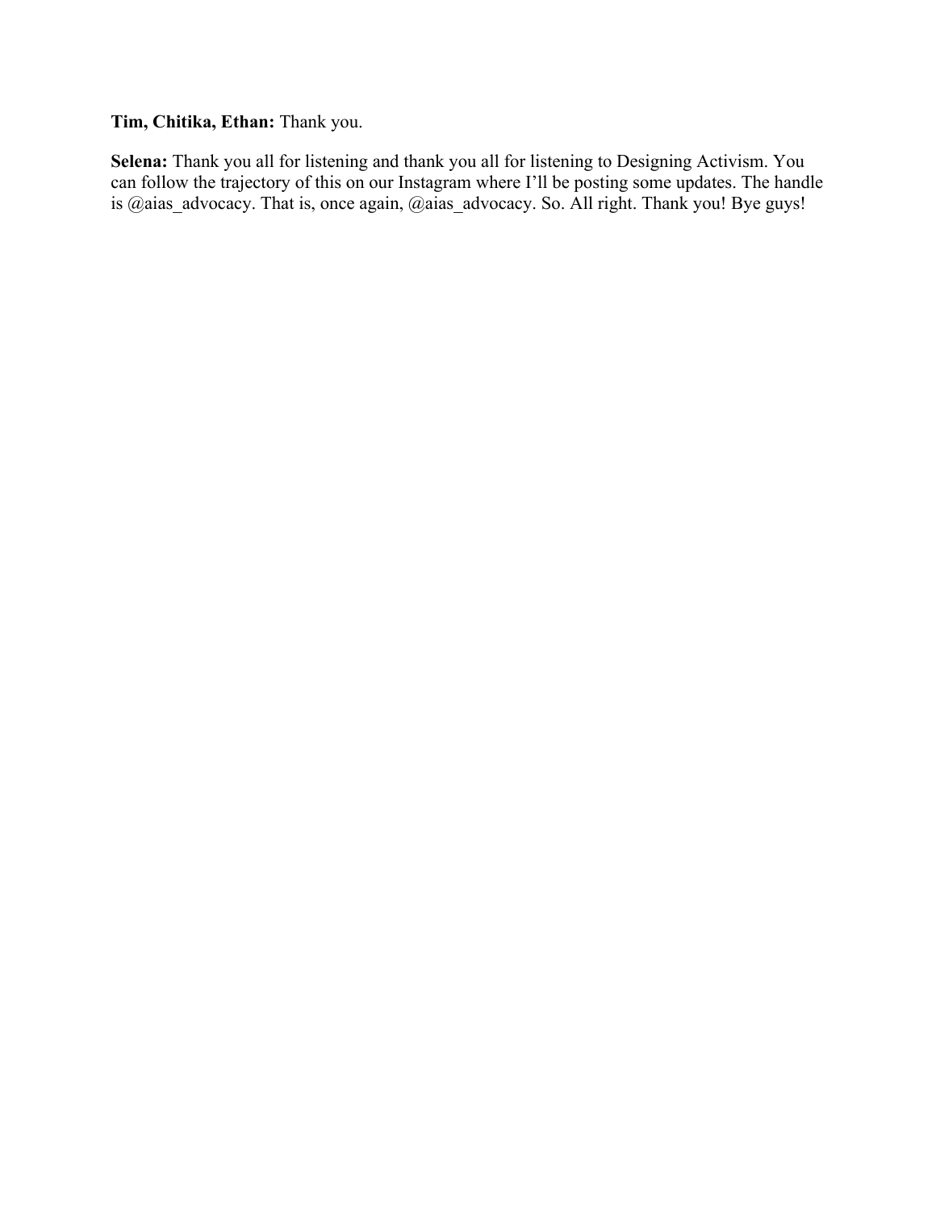**Tim, Chitika, Ethan:** Thank you.

**Selena:** Thank you all for listening and thank you all for listening to Designing Activism. You can follow the trajectory of this on our Instagram where I'll be posting some updates. The handle is @aias_advocacy. That is, once again, @aias_advocacy. So. All right. Thank you! Bye guys!